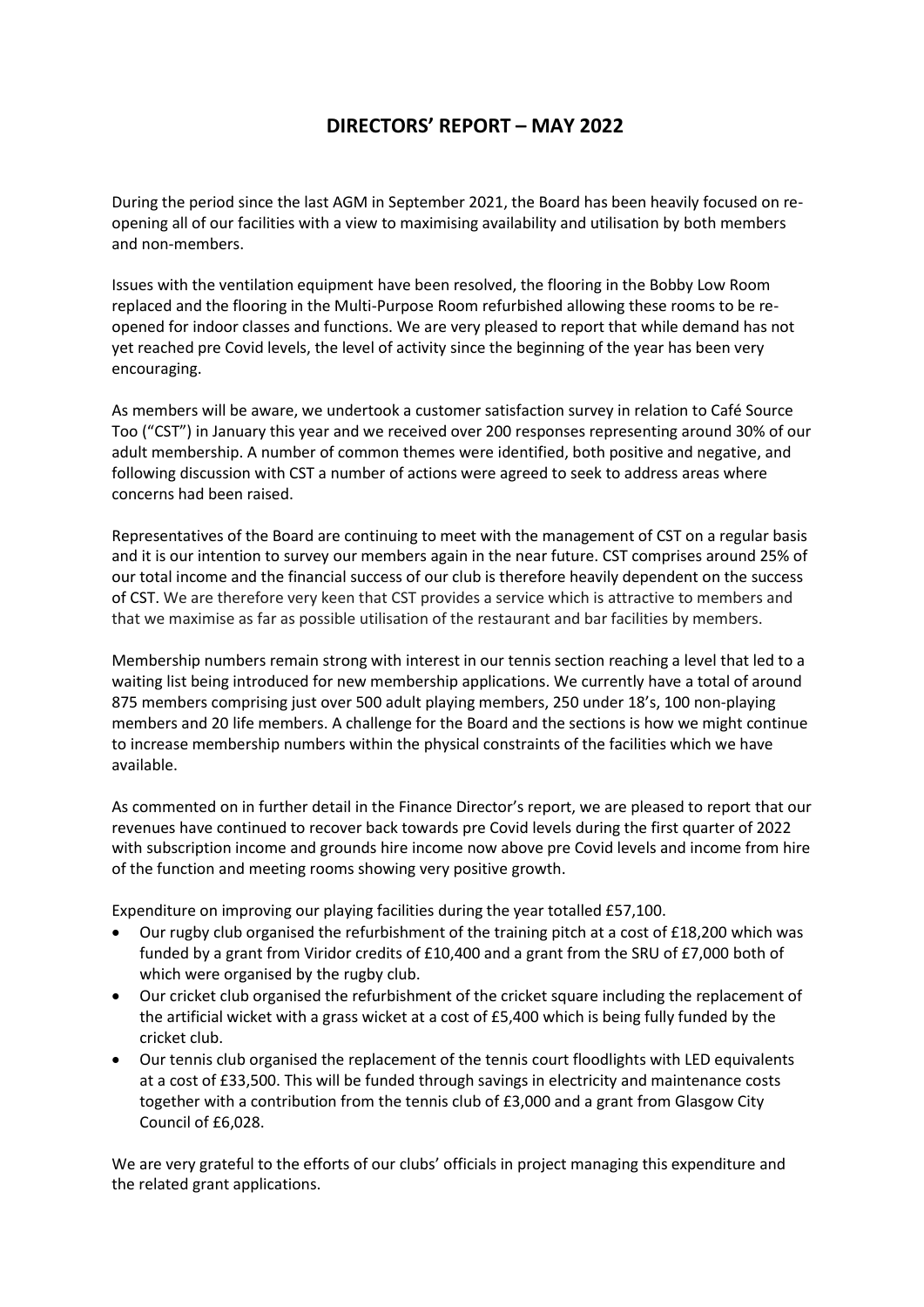# DIRECTORS' REPORT – MAY 2022

During the period since the last AGM in September 2021, the Board has been heavily focused on re-opening all of our facilities with a view to maximising availability and utilisation by both members and non-members.

Issues with the ventilation equipment have been resolved, the flooring in the Bobby Low Room replaced and the flooring in the Multi-Purpose Room refurbished allowing these rooms to be re-opened for indoor classes and functions. We are very pleased to report that while demand has not yet reached pre Covid levels, the level of activity since the beginning of the year has been very encouraging.

As members will be aware, we undertook a customer satisfaction survey in relation to Café Source Too ("CST") in January this year and we received over 200 responses representing around 30% of our adult membership. A number of common themes were identified, both positive and negative, and following discussion with CST a number of actions were agreed to seek to address areas where concerns had been raised.

Representatives of the Board are continuing to meet with the management of CST on a regular basis and it is our intention to survey our members again in the near future. CST comprises around 25% of our total income and the financial success of our club is therefore heavily dependent on the success of CST. We are therefore very keen that CST provides a service which is attractive to members and that we maximise as far as possible utilisation of the restaurant and bar facilities by members.

Membership numbers remain strong with interest in our tennis section reaching a level that led to a waiting list being introduced for new membership applications. We currently have a total of around 875 members comprising just over 500 adult playing members, 250 under 18's, 100 non-playing members and 20 life members. A challenge for the Board and the sections is how we might continue to increase membership numbers within the physical constraints of the facilities which we have available.

As commented on in further detail in the Finance Director's report, we are pleased to report that our revenues have continued to recover back towards pre Covid levels during the first quarter of 2022 with subscription income and grounds hire income now above pre Covid levels and income from hire of the function and meeting rooms showing very positive growth.

Expenditure on improving our playing facilities during the year totalled £57,100.

- Our rugby club organised the refurbishment of the training pitch at a cost of £18,200 which was funded by a grant from Viridor credits of £10,400 and a grant from the SRU of £7,000 both of which were organised by the rugby club.
- Our cricket club organised the refurbishment of the cricket square including the replacement of the artificial wicket with a grass wicket at a cost of £5,400 which is being fully funded by the cricket club.
- Our tennis club organised the replacement of the tennis court floodlights with LED equivalents at a cost of £33,500. This will be funded through savings in electricity and maintenance costs together with a contribution from the tennis club of £3,000 and a grant from Glasgow City Council of £6,028.

We are very grateful to the efforts of our clubs' officials in project managing this expenditure and the related grant applications.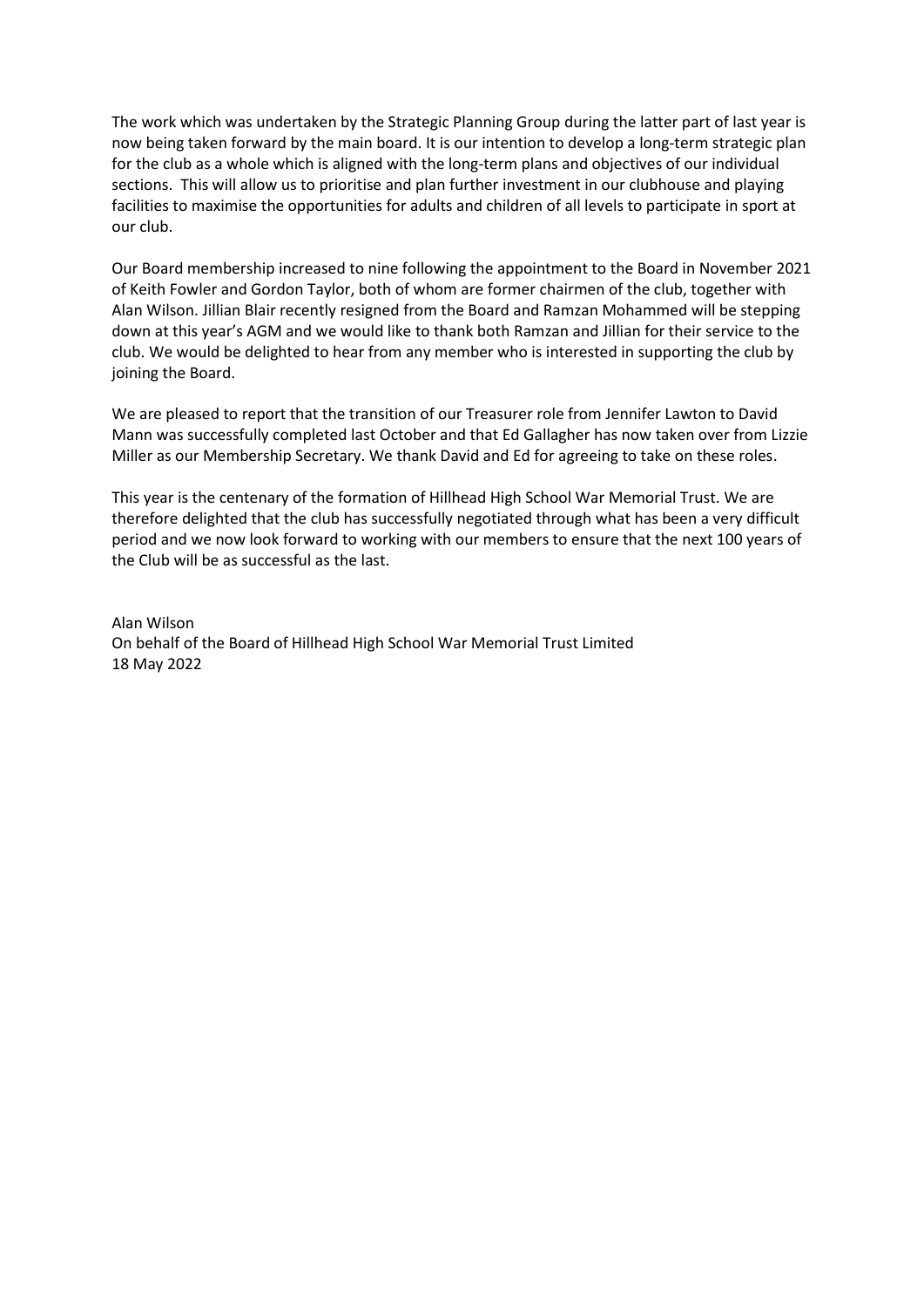The work which was undertaken by the Strategic Planning Group during the latter part of last year is now being taken forward by the main board. It is our intention to develop a long-term strategic plan for the club as a whole which is aligned with the long-term plans and objectives of our individual sections. This will allow us to prioritise and plan further investment in our clubhouse and playing facilities to maximise the opportunities for adults and children of all levels to participate in sport at our club.

Our Board membership increased to nine following the appointment to the Board in November 2021 of Keith Fowler and Gordon Taylor, both of whom are former chairmen of the club, together with Alan Wilson. Jillian Blair recently resigned from the Board and Ramzan Mohammed will be stepping down at this year's AGM and we would like to thank both Ramzan and Jillian for their service to the club. We would be delighted to hear from any member who is interested in supporting the club by joining the Board.

We are pleased to report that the transition of our Treasurer role from Jennifer Lawton to David Mann was successfully completed last October and that Ed Gallagher has now taken over from Lizzie Miller as our Membership Secretary. We thank David and Ed for agreeing to take on these roles.

This year is the centenary of the formation of Hillhead High School War Memorial Trust. We are therefore delighted that the club has successfully negotiated through what has been a very difficult period and we now look forward to working with our members to ensure that the next 100 years of the Club will be as successful as the last.

Alan Wilson
On behalf of the Board of Hillhead High School War Memorial Trust Limited
18 May 2022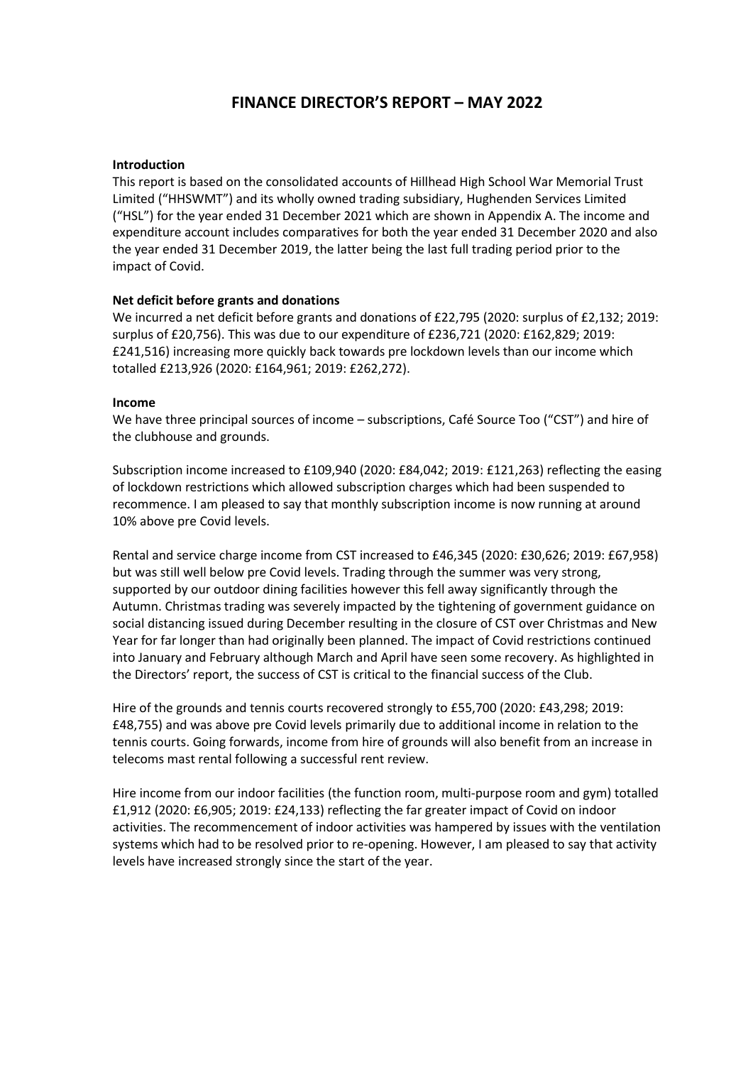# FINANCE DIRECTOR'S REPORT – MAY 2022

**Introduction**

This report is based on the consolidated accounts of Hillhead High School War Memorial Trust Limited ("HHSWMT") and its wholly owned trading subsidiary, Hughenden Services Limited ("HSL") for the year ended 31 December 2021 which are shown in Appendix A. The income and expenditure account includes comparatives for both the year ended 31 December 2020 and also the year ended 31 December 2019, the latter being the last full trading period prior to the impact of Covid.

**Net deficit before grants and donations**

We incurred a net deficit before grants and donations of £22,795 (2020: surplus of £2,132; 2019: surplus of £20,756). This was due to our expenditure of £236,721 (2020: £162,829; 2019: £241,516) increasing more quickly back towards pre lockdown levels than our income which totalled £213,926 (2020: £164,961; 2019: £262,272).

**Income**

We have three principal sources of income – subscriptions, Café Source Too ("CST") and hire of the clubhouse and grounds.

Subscription income increased to £109,940 (2020: £84,042; 2019: £121,263) reflecting the easing of lockdown restrictions which allowed subscription charges which had been suspended to recommence. I am pleased to say that monthly subscription income is now running at around 10% above pre Covid levels.

Rental and service charge income from CST increased to £46,345 (2020: £30,626; 2019: £67,958) but was still well below pre Covid levels. Trading through the summer was very strong, supported by our outdoor dining facilities however this fell away significantly through the Autumn. Christmas trading was severely impacted by the tightening of government guidance on social distancing issued during December resulting in the closure of CST over Christmas and New Year for far longer than had originally been planned. The impact of Covid restrictions continued into January and February although March and April have seen some recovery. As highlighted in the Directors' report, the success of CST is critical to the financial success of the Club.

Hire of the grounds and tennis courts recovered strongly to £55,700 (2020: £43,298; 2019: £48,755) and was above pre Covid levels primarily due to additional income in relation to the tennis courts. Going forwards, income from hire of grounds will also benefit from an increase in telecoms mast rental following a successful rent review.

Hire income from our indoor facilities (the function room, multi-purpose room and gym) totalled £1,912 (2020: £6,905; 2019: £24,133) reflecting the far greater impact of Covid on indoor activities. The recommencement of indoor activities was hampered by issues with the ventilation systems which had to be resolved prior to re-opening. However, I am pleased to say that activity levels have increased strongly since the start of the year.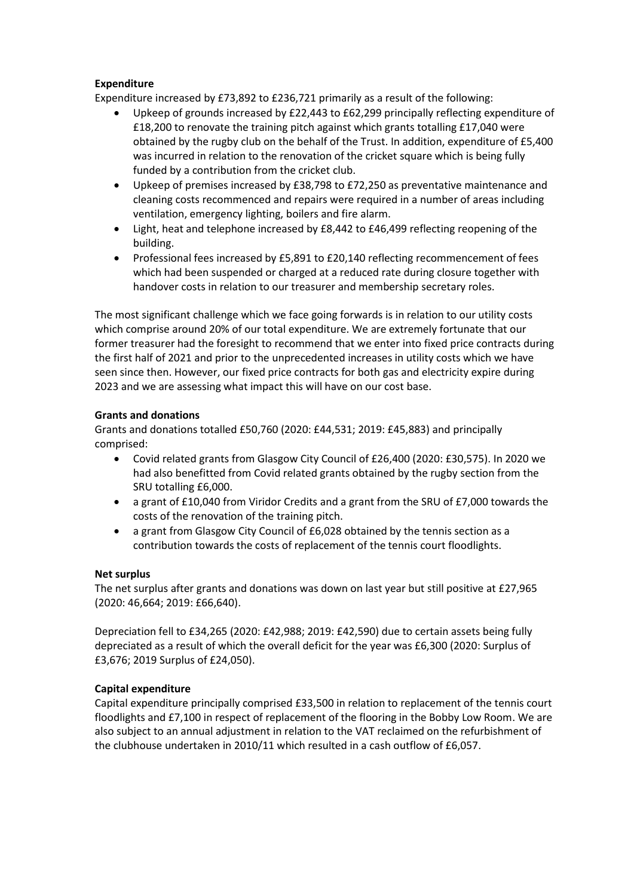**Expenditure**

Expenditure increased by £73,892 to £236,721 primarily as a result of the following:

- Upkeep of grounds increased by £22,443 to £62,299 principally reflecting expenditure of £18,200 to renovate the training pitch against which grants totalling £17,040 were obtained by the rugby club on the behalf of the Trust. In addition, expenditure of £5,400 was incurred in relation to the renovation of the cricket square which is being fully funded by a contribution from the cricket club.
- Upkeep of premises increased by £38,798 to £72,250 as preventative maintenance and cleaning costs recommenced and repairs were required in a number of areas including ventilation, emergency lighting, boilers and fire alarm.
- Light, heat and telephone increased by £8,442 to £46,499 reflecting reopening of the building.
- Professional fees increased by £5,891 to £20,140 reflecting recommencement of fees which had been suspended or charged at a reduced rate during closure together with handover costs in relation to our treasurer and membership secretary roles.

The most significant challenge which we face going forwards is in relation to our utility costs which comprise around 20% of our total expenditure. We are extremely fortunate that our former treasurer had the foresight to recommend that we enter into fixed price contracts during the first half of 2021 and prior to the unprecedented increases in utility costs which we have seen since then. However, our fixed price contracts for both gas and electricity expire during 2023 and we are assessing what impact this will have on our cost base.

**Grants and donations**

Grants and donations totalled £50,760 (2020: £44,531; 2019: £45,883) and principally comprised:

- Covid related grants from Glasgow City Council of £26,400 (2020: £30,575). In 2020 we had also benefitted from Covid related grants obtained by the rugby section from the SRU totalling £6,000.
- a grant of £10,040 from Viridor Credits and a grant from the SRU of £7,000 towards the costs of the renovation of the training pitch.
- a grant from Glasgow City Council of £6,028 obtained by the tennis section as a contribution towards the costs of replacement of the tennis court floodlights.

**Net surplus**

The net surplus after grants and donations was down on last year but still positive at £27,965 (2020: 46,664; 2019: £66,640).

Depreciation fell to £34,265 (2020: £42,988; 2019: £42,590) due to certain assets being fully depreciated as a result of which the overall deficit for the year was £6,300 (2020: Surplus of £3,676; 2019 Surplus of £24,050).

**Capital expenditure**

Capital expenditure principally comprised £33,500 in relation to replacement of the tennis court floodlights and £7,100 in respect of replacement of the flooring in the Bobby Low Room. We are also subject to an annual adjustment in relation to the VAT reclaimed on the refurbishment of the clubhouse undertaken in 2010/11 which resulted in a cash outflow of £6,057.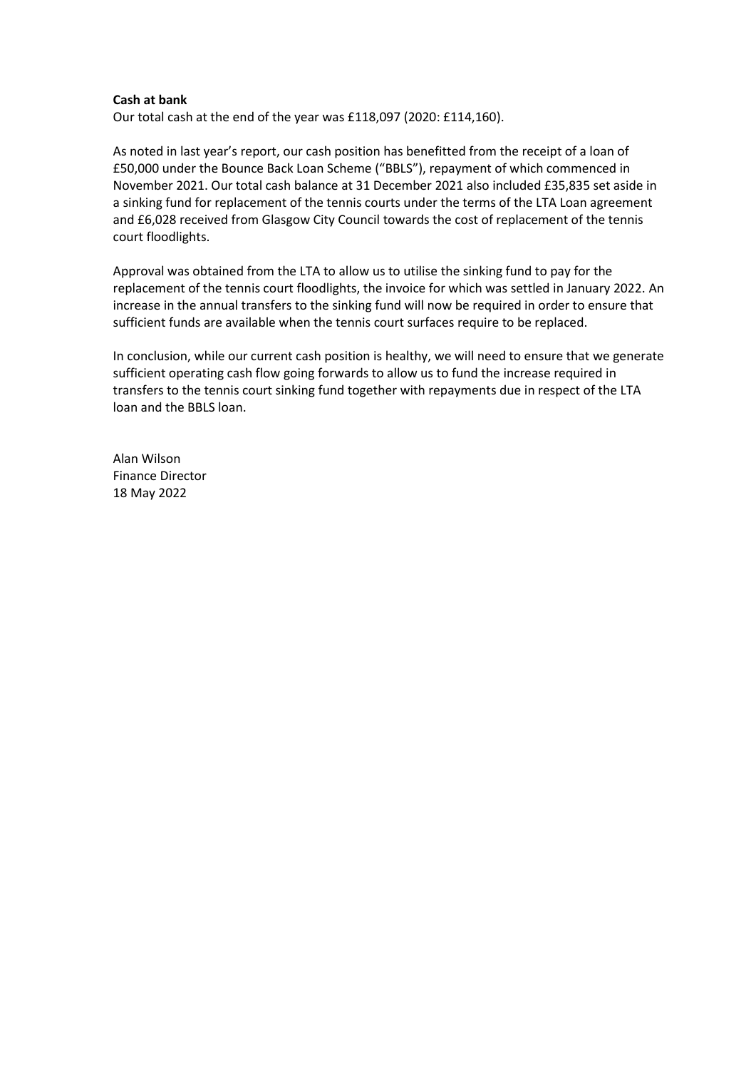**Cash at bank**

Our total cash at the end of the year was £118,097 (2020: £114,160).

As noted in last year's report, our cash position has benefitted from the receipt of a loan of £50,000 under the Bounce Back Loan Scheme ("BBLS"), repayment of which commenced in November 2021. Our total cash balance at 31 December 2021 also included £35,835 set aside in a sinking fund for replacement of the tennis courts under the terms of the LTA Loan agreement and £6,028 received from Glasgow City Council towards the cost of replacement of the tennis court floodlights.

Approval was obtained from the LTA to allow us to utilise the sinking fund to pay for the replacement of the tennis court floodlights, the invoice for which was settled in January 2022. An increase in the annual transfers to the sinking fund will now be required in order to ensure that sufficient funds are available when the tennis court surfaces require to be replaced.

In conclusion, while our current cash position is healthy, we will need to ensure that we generate sufficient operating cash flow going forwards to allow us to fund the increase required in transfers to the tennis court sinking fund together with repayments due in respect of the LTA loan and the BBLS loan.

Alan Wilson
Finance Director
18 May 2022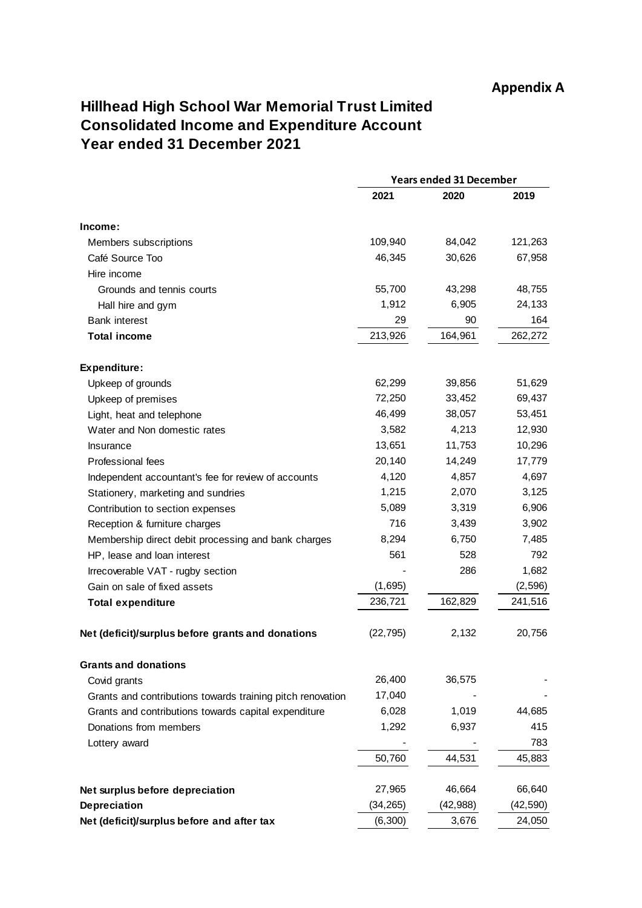**Appendix A**

# Hillhead High School War Memorial Trust Limited
# Consolidated Income and Expenditure Account
# Year ended 31 December 2021

| | Years ended 31 December | | |
|---|---|---|---|
| | **2021** | **2020** | **2019** |
| **Income:** | | | |
| Members subscriptions | 109,940 | 84,042 | 121,263 |
| Café Source Too | 46,345 | 30,626 | 67,958 |
| Hire income | | | |
| Grounds and tennis courts | 55,700 | 43,298 | 48,755 |
| Hall hire and gym | 1,912 | 6,905 | 24,133 |
| Bank interest | 29 | 90 | 164 |
| **Total income** | 213,926 | 164,961 | 262,272 |
| **Expenditure:** | | | |
| Upkeep of grounds | 62,299 | 39,856 | 51,629 |
| Upkeep of premises | 72,250 | 33,452 | 69,437 |
| Light, heat and telephone | 46,499 | 38,057 | 53,451 |
| Water and Non domestic rates | 3,582 | 4,213 | 12,930 |
| Insurance | 13,651 | 11,753 | 10,296 |
| Professional fees | 20,140 | 14,249 | 17,779 |
| Independent accountant's fee for review of accounts | 4,120 | 4,857 | 4,697 |
| Stationery, marketing and sundries | 1,215 | 2,070 | 3,125 |
| Contribution to section expenses | 5,089 | 3,319 | 6,906 |
| Reception & furniture charges | 716 | 3,439 | 3,902 |
| Membership direct debit processing and bank charges | 8,294 | 6,750 | 7,485 |
| HP, lease and loan interest | 561 | 528 | 792 |
| Irrecoverable VAT - rugby section | - | 286 | 1,682 |
| Gain on sale of fixed assets | (1,695) | | (2,596) |
| **Total expenditure** | 236,721 | 162,829 | 241,516 |
| **Net (deficit)/surplus before grants and donations** | (22,795) | 2,132 | 20,756 |
| **Grants and donations** | | | |
| Covid grants | 26,400 | 36,575 | - |
| Grants and contributions towards training pitch renovation | 17,040 | - | - |
| Grants and contributions towards capital expenditure | 6,028 | 1,019 | 44,685 |
| Donations from members | 1,292 | 6,937 | 415 |
| Lottery award | - | - | 783 |
| | 50,760 | 44,531 | 45,883 |
| **Net surplus before depreciation** | 27,965 | 46,664 | 66,640 |
| **Depreciation** | (34,265) | (42,988) | (42,590) |
| **Net (deficit)/surplus before and after tax** | (6,300) | 3,676 | 24,050 |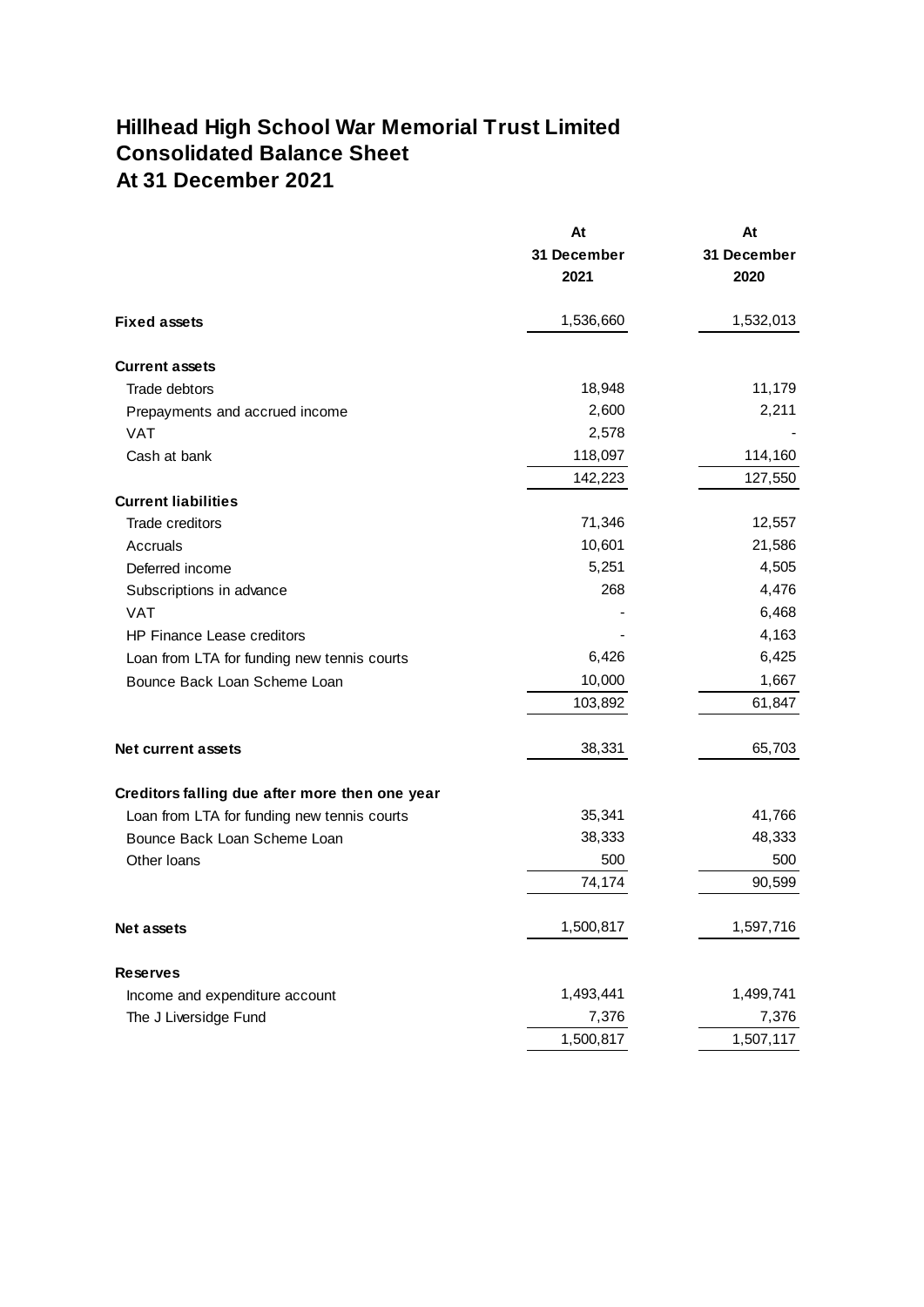# Hillhead High School War Memorial Trust Limited
# Consolidated Balance Sheet
# At 31 December 2021

| | At 31 December 2021 | At 31 December 2020 |
|---|---|---|
| **Fixed assets** | 1,536,660 | 1,532,013 |
| **Current assets** | | |
| Trade debtors | 18,948 | 11,179 |
| Prepayments and accrued income | 2,600 | 2,211 |
| VAT | 2,578 | - |
| Cash at bank | 118,097 | 114,160 |
| | 142,223 | 127,550 |
| **Current liabilities** | | |
| Trade creditors | 71,346 | 12,557 |
| Accruals | 10,601 | 21,586 |
| Deferred income | 5,251 | 4,505 |
| Subscriptions in advance | 268 | 4,476 |
| VAT | - | 6,468 |
| HP Finance Lease creditors | - | 4,163 |
| Loan from LTA for funding new tennis courts | 6,426 | 6,425 |
| Bounce Back Loan Scheme Loan | 10,000 | 1,667 |
| | 103,892 | 61,847 |
| **Net current assets** | 38,331 | 65,703 |
| **Creditors falling due after more then one year** | | |
| Loan from LTA for funding new tennis courts | 35,341 | 41,766 |
| Bounce Back Loan Scheme Loan | 38,333 | 48,333 |
| Other loans | 500 | 500 |
| | 74,174 | 90,599 |
| **Net assets** | 1,500,817 | 1,597,716 |
| **Reserves** | | |
| Income and expenditure account | 1,493,441 | 1,499,741 |
| The J Liversidge Fund | 7,376 | 7,376 |
| | 1,500,817 | 1,507,117 |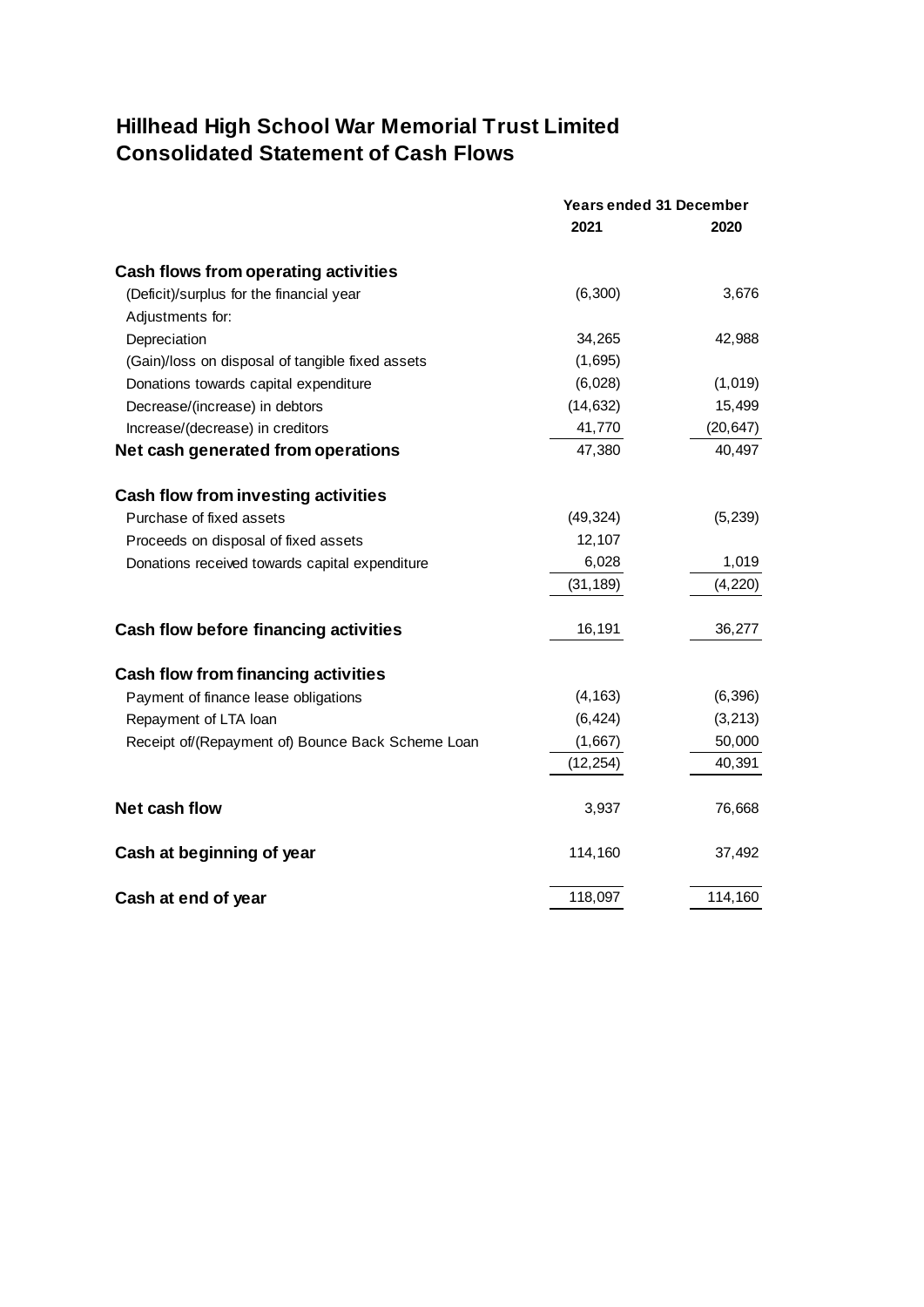# Hillhead High School War Memorial Trust Limited
## Consolidated Statement of Cash Flows

| | Years ended 31 December | |
|---|---|---|
| | **2021** | **2020** |
| **Cash flows from operating activities** | | |
| (Deficit)/surplus for the financial year | (6,300) | 3,676 |
| Adjustments for: | | |
| Depreciation | 34,265 | 42,988 |
| (Gain)/loss on disposal of tangible fixed assets | (1,695) | |
| Donations towards capital expenditure | (6,028) | (1,019) |
| Decrease/(increase) in debtors | (14,632) | 15,499 |
| Increase/(decrease) in creditors | 41,770 | (20,647) |
| **Net cash generated from operations** | 47,380 | 40,497 |
| **Cash flow from investing activities** | | |
| Purchase of fixed assets | (49,324) | (5,239) |
| Proceeds on disposal of fixed assets | 12,107 | |
| Donations received towards capital expenditure | 6,028 | 1,019 |
| | (31,189) | (4,220) |
| **Cash flow before financing activities** | 16,191 | 36,277 |
| **Cash flow from financing activities** | | |
| Payment of finance lease obligations | (4,163) | (6,396) |
| Repayment of LTA loan | (6,424) | (3,213) |
| Receipt of/(Repayment of) Bounce Back Scheme Loan | (1,667) | 50,000 |
| | (12,254) | 40,391 |
| **Net cash flow** | 3,937 | 76,668 |
| **Cash at beginning of year** | 114,160 | 37,492 |
| **Cash at end of year** | 118,097 | 114,160 |